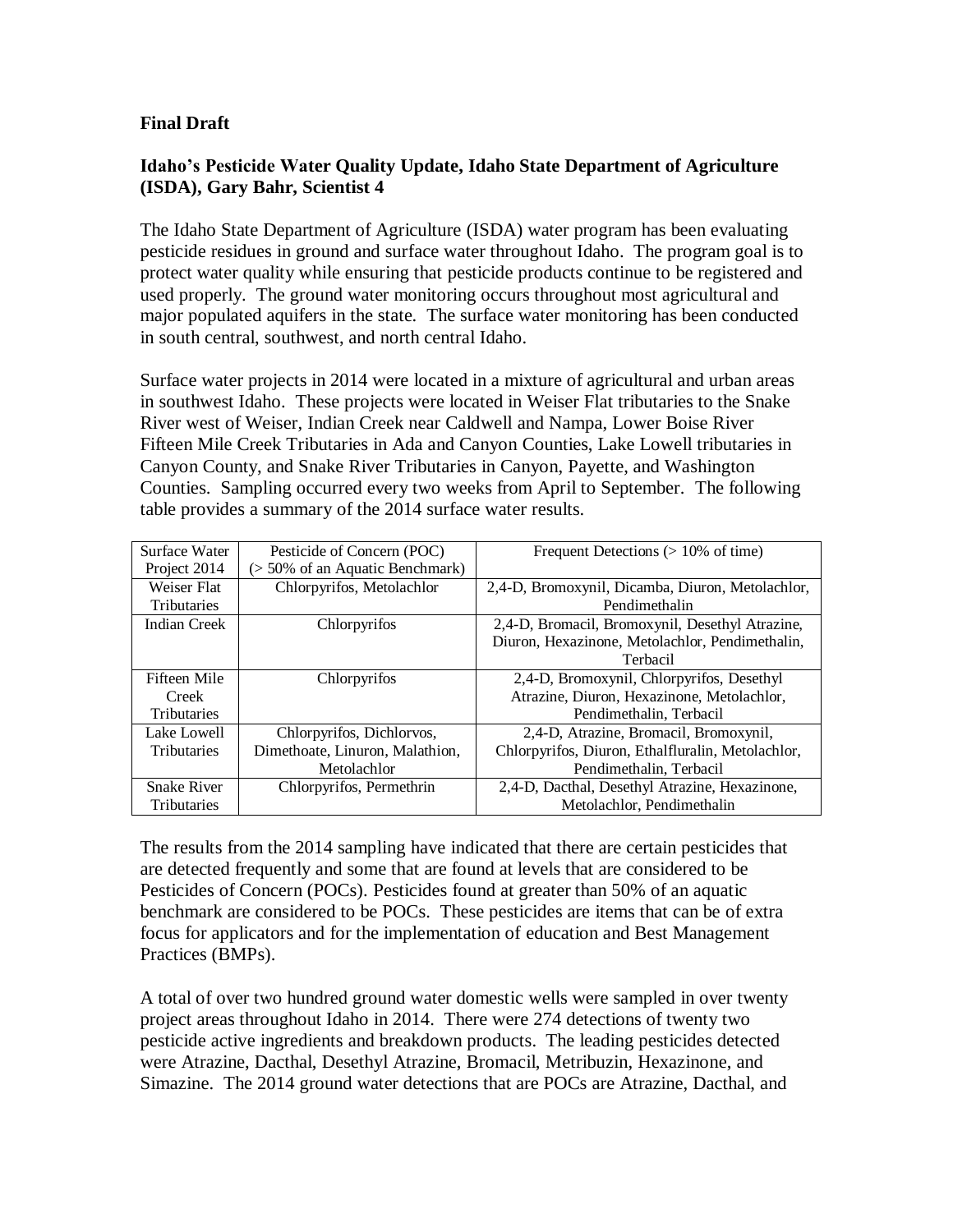**Final Draft**

**Idaho's Pesticide Water Quality Update, Idaho State Department of Agriculture (ISDA), Gary Bahr, Scientist 4**

The Idaho State Department of Agriculture (ISDA) water program has been evaluating pesticide residues in ground and surface water throughout Idaho. The program goal is to protect water quality while ensuring that pesticide products continue to be registered and used properly. The ground water monitoring occurs throughout most agricultural and major populated aquifers in the state. The surface water monitoring has been conducted in south central, southwest, and north central Idaho.

Surface water projects in 2014 were located in a mixture of agricultural and urban areas in southwest Idaho. These projects were located in Weiser Flat tributaries to the Snake River west of Weiser, Indian Creek near Caldwell and Nampa, Lower Boise River Fifteen Mile Creek Tributaries in Ada and Canyon Counties, Lake Lowell tributaries in Canyon County, and Snake River Tributaries in Canyon, Payette, and Washington Counties. Sampling occurred every two weeks from April to September. The following table provides a summary of the 2014 surface water results.

| Surface Water Project 2014 | Pesticide of Concern (POC) (> 50% of an Aquatic Benchmark) | Frequent Detections (> 10% of time) |
|---|---|---|
| Weiser Flat Tributaries | Chlorpyrifos, Metolachlor | 2,4-D, Bromoxynil, Dicamba, Diuron, Metolachlor, Pendimethalin |
| Indian Creek | Chlorpyrifos | 2,4-D, Bromacil, Bromoxynil, Desethyl Atrazine, Diuron, Hexazinone, Metolachlor, Pendimethalin, Terbacil |
| Fifteen Mile Creek Tributaries | Chlorpyrifos | 2,4-D, Bromoxynil, Chlorpyrifos, Desethyl Atrazine, Diuron, Hexazinone, Metolachlor, Pendimethalin, Terbacil |
| Lake Lowell Tributaries | Chlorpyrifos, Dichlorvos, Dimethoate, Linuron, Malathion, Metolachlor | 2,4-D, Atrazine, Bromacil, Bromoxynil, Chlorpyrifos, Diuron, Ethalfluralin, Metolachlor, Pendimethalin, Terbacil |
| Snake River Tributaries | Chlorpyrifos, Permethrin | 2,4-D, Dacthal, Desethyl Atrazine, Hexazinone, Metolachlor, Pendimethalin |

The results from the 2014 sampling have indicated that there are certain pesticides that are detected frequently and some that are found at levels that are considered to be Pesticides of Concern (POCs). Pesticides found at greater than 50% of an aquatic benchmark are considered to be POCs. These pesticides are items that can be of extra focus for applicators and for the implementation of education and Best Management Practices (BMPs).

A total of over two hundred ground water domestic wells were sampled in over twenty project areas throughout Idaho in 2014. There were 274 detections of twenty two pesticide active ingredients and breakdown products. The leading pesticides detected were Atrazine, Dacthal, Desethyl Atrazine, Bromacil, Metribuzin, Hexazinone, and Simazine. The 2014 ground water detections that are POCs are Atrazine, Dacthal, and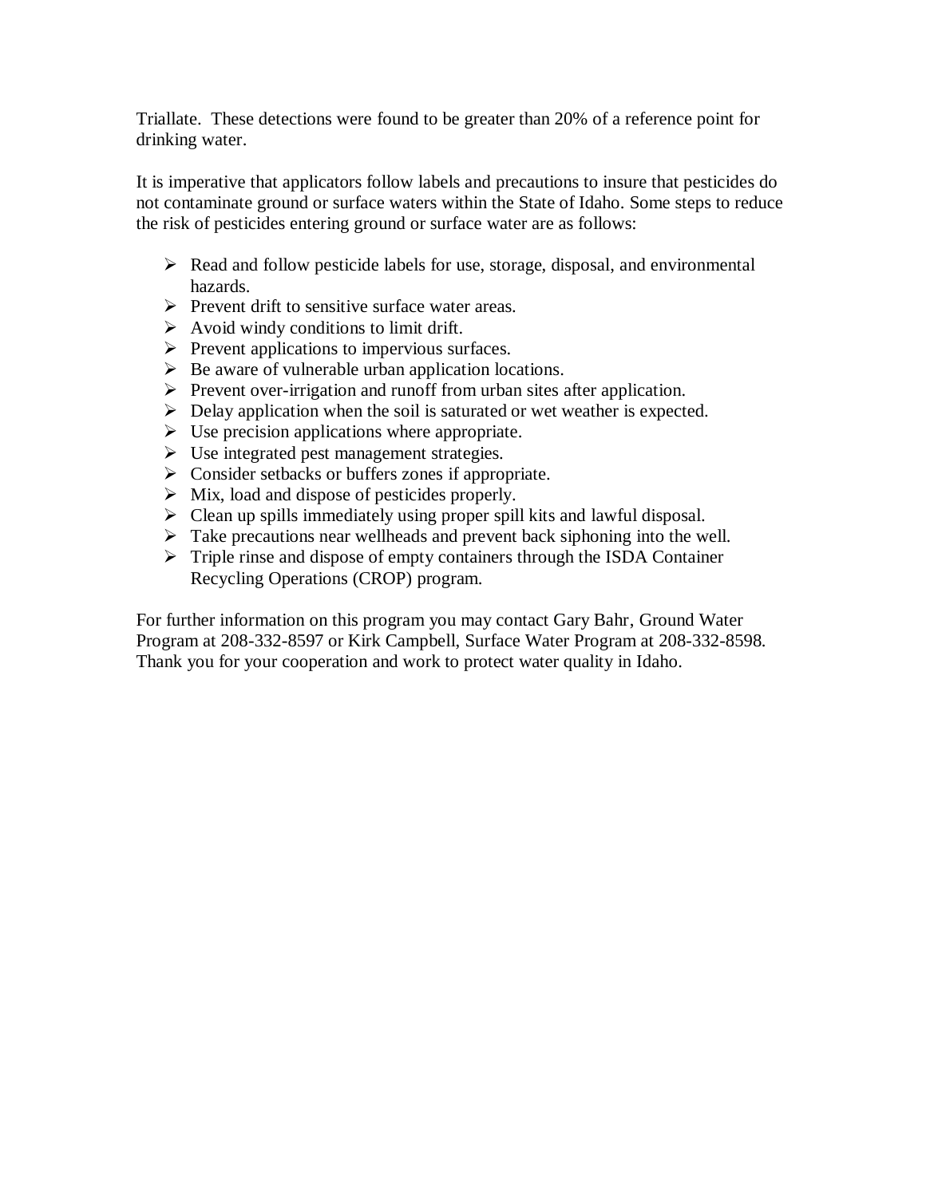Triallate. These detections were found to be greater than 20% of a reference point for drinking water.

It is imperative that applicators follow labels and precautions to insure that pesticides do not contaminate ground or surface waters within the State of Idaho. Some steps to reduce the risk of pesticides entering ground or surface water are as follows:

- Read and follow pesticide labels for use, storage, disposal, and environmental hazards.
- Prevent drift to sensitive surface water areas.
- Avoid windy conditions to limit drift.
- Prevent applications to impervious surfaces.
- Be aware of vulnerable urban application locations.
- Prevent over-irrigation and runoff from urban sites after application.
- Delay application when the soil is saturated or wet weather is expected.
- Use precision applications where appropriate.
- Use integrated pest management strategies.
- Consider setbacks or buffers zones if appropriate.
- Mix, load and dispose of pesticides properly.
- Clean up spills immediately using proper spill kits and lawful disposal.
- Take precautions near wellheads and prevent back siphoning into the well.
- Triple rinse and dispose of empty containers through the ISDA Container Recycling Operations (CROP) program.

For further information on this program you may contact Gary Bahr, Ground Water Program at 208-332-8597 or Kirk Campbell, Surface Water Program at 208-332-8598. Thank you for your cooperation and work to protect water quality in Idaho.